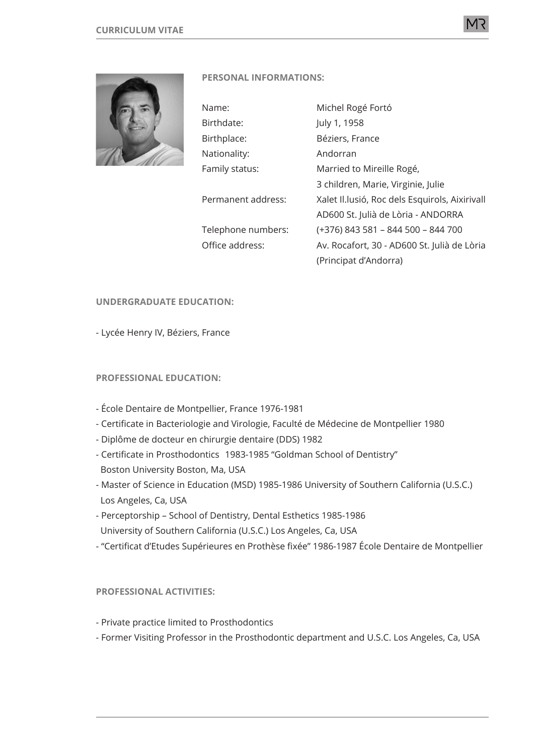# CURRICULUM VITAE

## PERSONAL INFORMATIONS:

| | |
|---|---|
| Name: | Michel Rogé Fortó |
| Birthdate: | July 1, 1958 |
| Birthplace: | Béziers, France |
| Nationality: | Andorran |
| Family status: | Married to Mireille Rogé, 3 children, Marie, Virginie, Julie |
| Permanent address: | Xalet Il.lusió, Roc dels Esquirols, Aixirivall AD600 St. Julià de Lòria - ANDORRA |
| Telephone numbers: | (+376) 843 581 – 844 500 – 844 700 |
| Office address: | Av. Rocafort, 30 - AD600 St. Julià de Lòria (Principat d'Andorra) |

## UNDERGRADUATE EDUCATION:

- Lycée Henry IV, Béziers, France

## PROFESSIONAL EDUCATION:

- École Dentaire de Montpellier, France 1976-1981
- Certificate in Bacteriologie and Virologie, Faculté de Médecine de Montpellier 1980
- Diplôme de docteur en chirurgie dentaire (DDS) 1982
- Certificate in Prosthodontics 1983-1985 "Goldman School of Dentistry" Boston University Boston, Ma, USA
- Master of Science in Education (MSD) 1985-1986 University of Southern California (U.S.C.) Los Angeles, Ca, USA
- Perceptorship – School of Dentistry, Dental Esthetics 1985-1986 University of Southern California (U.S.C.) Los Angeles, Ca, USA
- "Certificat d'Etudes Supérieures en Prothèse fixée" 1986-1987 École Dentaire de Montpellier

## PROFESSIONAL ACTIVITIES:

- Private practice limited to Prosthodontics
- Former Visiting Professor in the Prosthodontic department and U.S.C. Los Angeles, Ca, USA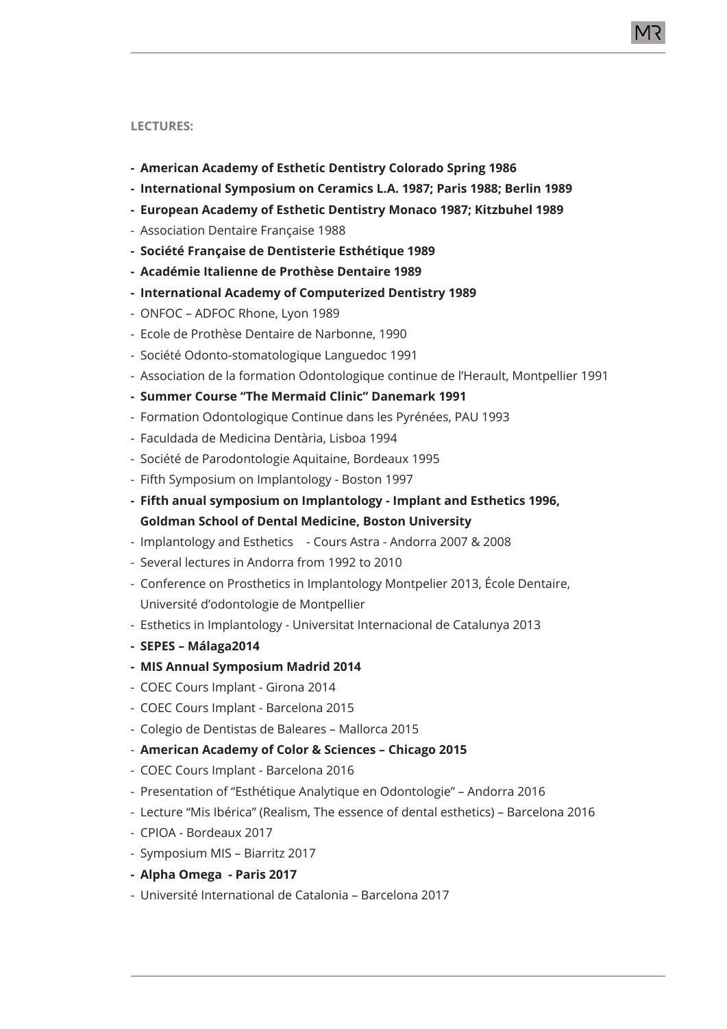**LECTURES:**

- **American Academy of Esthetic Dentistry Colorado Spring 1986**
- **International Symposium on Ceramics L.A. 1987; Paris 1988; Berlin 1989**
- **European Academy of Esthetic Dentistry Monaco 1987; Kitzbuhel 1989**
- Association Dentaire Française 1988
- **Société Française de Dentisterie Esthétique 1989**
- **Académie Italienne de Prothèse Dentaire 1989**
- **International Academy of Computerized Dentistry 1989**
- ONFOC – ADFOC Rhone, Lyon 1989
- Ecole de Prothèse Dentaire de Narbonne, 1990
- Société Odonto-stomatologique Languedoc 1991
- Association de la formation Odontologique continue de l'Herault, Montpellier 1991
- **Summer Course "The Mermaid Clinic" Danemark 1991**
- Formation Odontologique Continue dans les Pyrénées, PAU 1993
- Faculdada de Medicina Dentària, Lisboa 1994
- Société de Parodontologie Aquitaine, Bordeaux 1995
- Fifth Symposium on Implantology - Boston 1997
- **Fifth anual symposium on Implantology - Implant and Esthetics 1996, Goldman School of Dental Medicine, Boston University**
- Implantology and Esthetics - Cours Astra - Andorra 2007 & 2008
- Several lectures in Andorra from 1992 to 2010
- Conference on Prosthetics in Implantology Montpelier 2013, École Dentaire, Université d'odontologie de Montpellier
- Esthetics in Implantology - Universitat Internacional de Catalunya 2013
- **SEPES – Málaga2014**
- **MIS Annual Symposium Madrid 2014**
- COEC Cours Implant - Girona 2014
- COEC Cours Implant - Barcelona 2015
- Colegio de Dentistas de Baleares – Mallorca 2015
- **American Academy of Color & Sciences – Chicago 2015**
- COEC Cours Implant - Barcelona 2016
- Presentation of "Esthétique Analytique en Odontologie" – Andorra 2016
- Lecture "Mis Ibérica" (Realism, The essence of dental esthetics) – Barcelona 2016
- CPIOA - Bordeaux 2017
- Symposium MIS – Biarritz 2017
- **Alpha Omega - Paris 2017**
- Université International de Catalonia – Barcelona 2017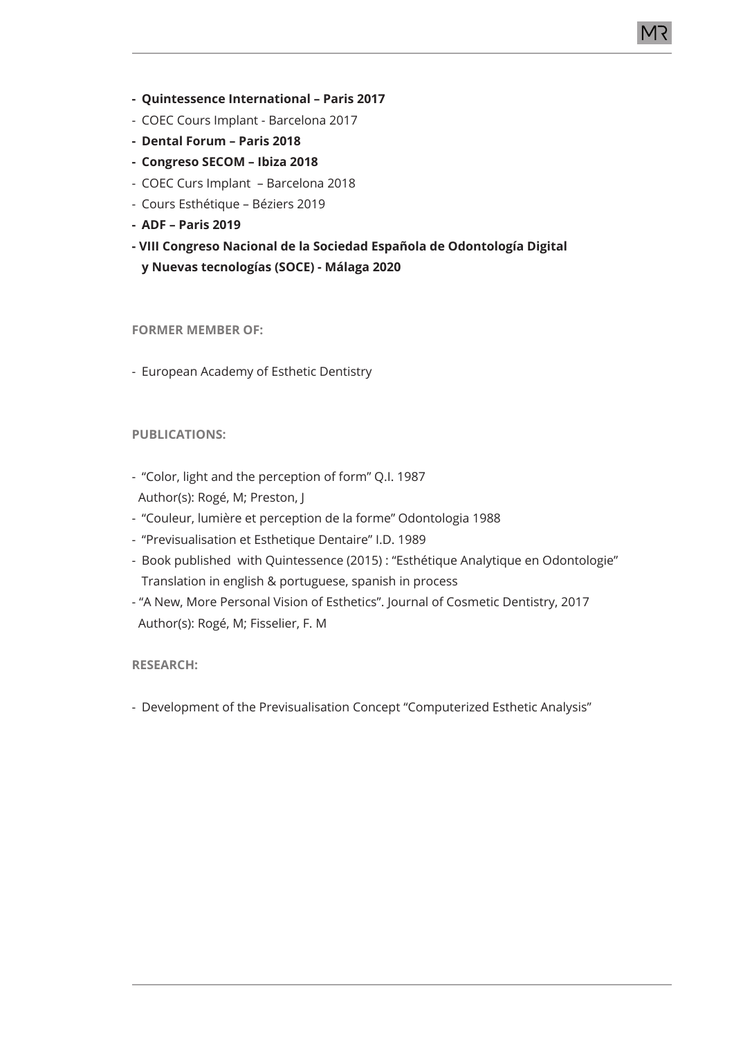- **Quintessence International – Paris 2017**
- COEC Cours Implant - Barcelona 2017
- **Dental Forum – Paris 2018**
- **Congreso SECOM – Ibiza 2018**
- COEC Curs Implant – Barcelona 2018
- Cours Esthétique – Béziers 2019
- **ADF – Paris 2019**
- **VIII Congreso Nacional de la Sociedad Española de Odontología Digital y Nuevas tecnologías (SOCE) - Málaga 2020**

**FORMER MEMBER OF:**

- European Academy of Esthetic Dentistry

**PUBLICATIONS:**

- "Color, light and the perception of form" Q.I. 1987
  Author(s): Rogé, M; Preston, J
- "Couleur, lumière et perception de la forme" Odontologia 1988
- "Previsualisation et Esthetique Dentaire" I.D. 1989
- Book published with Quintessence (2015) : "Esthétique Analytique en Odontologie"
  Translation in english & portuguese, spanish in process
- "A New, More Personal Vision of Esthetics". Journal of Cosmetic Dentistry, 2017
  Author(s): Rogé, M; Fisselier, F. M

**RESEARCH:**

- Development of the Previsualisation Concept "Computerized Esthetic Analysis"